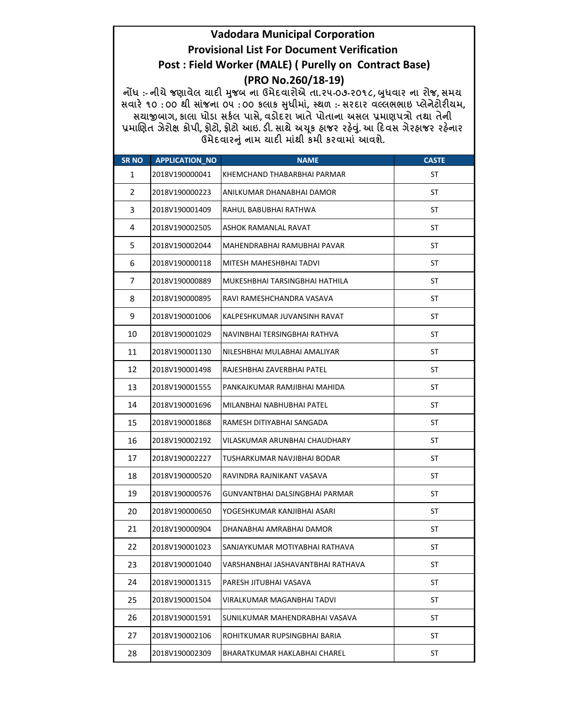# Vadodara Municipal Corporation

## Provisional List For Document Verification

## Post : Field Worker (MALE) ( Purelly on Contract Base)

## (PRO No.260/18-19)

**નોંધ :- નીચે જણાવેલ યાદી મુજબ ના ઉમેદવારોએ તા.૨૫-૦૭-૨૦૧૮, બુધવાર ના રોજ, સમય સવારે ૧૦ :૦૦ થી સાંજના ૦૫ :૦૦ કલાક સુધીમાં, સ્થળ :- સરદાર વલ્લભભાઇ પ્લેનેટોરીયમ, સયાજીબાગ, કાલા ઘોડા સર્કલ પાસે, વડોદરા ખાતે પોતાના અસલ પ્રમાણપત્રો તથા તેની પ્રમાણિત ઝેરોક્ષ કોપી, ફોટો, ફોટો આઇ. ડી. સાથે અચૂક હાજર રહેવું. આ દિવસ ગેરહાજર રહેનાર ઉમેદવારનું નામ યાદી માંથી કમી કરવામાં આવશે.**

| SR NO | APPLICATION_NO | NAME | CASTE |
|---|---|---|---|
| 1 | 2018V190000041 | KHEMCHAND THABARBHAI PARMAR | ST |
| 2 | 2018V190000223 | ANILKUMAR DHANABHAI DAMOR | ST |
| 3 | 2018V190001409 | RAHUL BABUBHAI RATHWA | ST |
| 4 | 2018V190002505 | ASHOK RAMANLAL RAVAT | ST |
| 5 | 2018V190002044 | MAHENDRABHAI RAMUBHAI PAVAR | ST |
| 6 | 2018V190000118 | MITESH MAHESHBHAI TADVI | ST |
| 7 | 2018V190000889 | MUKESHBHAI TARSINGBHAI HATHILA | ST |
| 8 | 2018V190000895 | RAVI RAMESHCHANDRA VASAVA | ST |
| 9 | 2018V190001006 | KALPESHKUMAR JUVANSINH RAVAT | ST |
| 10 | 2018V190001029 | NAVINBHAI TERSINGBHAI RATHVA | ST |
| 11 | 2018V190001130 | NILESHBHAI MULABHAI AMALIYAR | ST |
| 12 | 2018V190001498 | RAJESHBHAI ZAVERBHAI PATEL | ST |
| 13 | 2018V190001555 | PANKAJKUMAR RAMJIBHAI MAHIDA | ST |
| 14 | 2018V190001696 | MILANBHAI NABHUBHAI PATEL | ST |
| 15 | 2018V190001868 | RAMESH DITIYABHAI SANGADA | ST |
| 16 | 2018V190002192 | VILASKUMAR ARUNBHAI CHAUDHARY | ST |
| 17 | 2018V190002227 | TUSHARKUMAR NAVJIBHAI BODAR | ST |
| 18 | 2018V190000520 | RAVINDRA RAJNIKANT VASAVA | ST |
| 19 | 2018V190000576 | GUNVANTBHAI DALSINGBHAI PARMAR | ST |
| 20 | 2018V190000650 | YOGESHKUMAR KANJIBHAI ASARI | ST |
| 21 | 2018V190000904 | DHANABHAI AMRABHAI DAMOR | ST |
| 22 | 2018V190001023 | SANJAYKUMAR MOTIYABHAI RATHAVA | ST |
| 23 | 2018V190001040 | VARSHANBHAI JASHAVANTBHAI RATHAVA | ST |
| 24 | 2018V190001315 | PARESH JITUBHAI VASAVA | ST |
| 25 | 2018V190001504 | VIRALKUMAR MAGANBHAI TADVI | ST |
| 26 | 2018V190001591 | SUNILKUMAR MAHENDRABHAI VASAVA | ST |
| 27 | 2018V190002106 | ROHITKUMAR RUPSINGBHAI BARIA | ST |
| 28 | 2018V190002309 | BHARATKUMAR HAKLABHAI CHAREL | ST |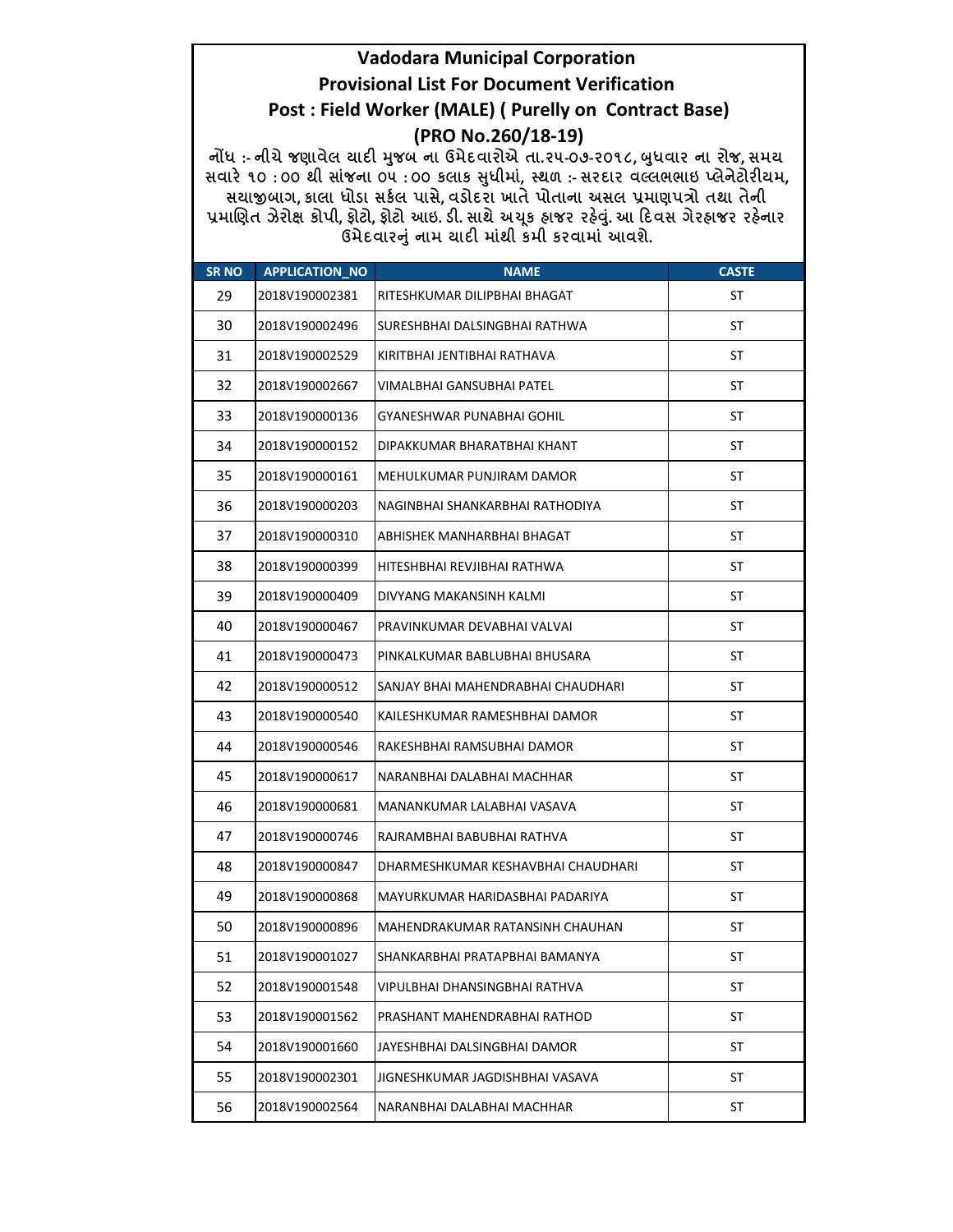# Vadodara Municipal Corporation

## Provisional List For Document Verification

## Post : Field Worker (MALE) ( Purelly on Contract Base)

## (PRO No.260/18-19)

**નોંધ :- નીચે જણાવેલ યાદી મુજબ ના ઉમેદવારોએ તા.૨૫-૦૭-૨૦૧૮, બુધવાર ના રોજ, સમય સવારે ૧૦ :૦૦ થી સાંજના ૦૫ :૦૦ કલાક સુધીમાં, સ્થળ :- સરદાર વલ્લભભાઇ પ્લેનેટોરીયમ, સયાજીબાગ, કાલા ઘોડા સર્કલ પાસે, વડોદરા ખાતે પોતાના અસલ પ્રમાણપત્રો તથા તેની પ્રમાણિત ઝેરોક્ષ કોપી, ફોટો, ફોટો આઇ. ડી. સાથે અચૂક હાજર રહેવું. આ દિવસ ગેરહાજર રહેનાર ઉમેદવારનું નામ યાદી માંથી કમી કરવામાં આવશે.**

| SR NO | APPLICATION_NO | NAME | CASTE |
|---|---|---|---|
| 29 | 2018V190002381 | RITESHKUMAR DILIPBHAI BHAGAT | ST |
| 30 | 2018V190002496 | SURESHBHAI DALSINGBHAI RATHWA | ST |
| 31 | 2018V190002529 | KIRITBHAI JENTIBHAI RATHAVA | ST |
| 32 | 2018V190002667 | VIMALBHAI GANSUBHAI PATEL | ST |
| 33 | 2018V190000136 | GYANESHWAR PUNABHAI GOHIL | ST |
| 34 | 2018V190000152 | DIPAKKUMAR BHARATBHAI KHANT | ST |
| 35 | 2018V190000161 | MEHULKUMAR PUNJIRAM DAMOR | ST |
| 36 | 2018V190000203 | NAGINBHAI SHANKARBHAI RATHODIYA | ST |
| 37 | 2018V190000310 | ABHISHEK MANHARBHAI BHAGAT | ST |
| 38 | 2018V190000399 | HITESHBHAI REVJIBHAI RATHWA | ST |
| 39 | 2018V190000409 | DIVYANG MAKANSINH KALMI | ST |
| 40 | 2018V190000467 | PRAVINKUMAR DEVABHAI VALVAI | ST |
| 41 | 2018V190000473 | PINKALKUMAR BABLUBHAI BHUSARA | ST |
| 42 | 2018V190000512 | SANJAY BHAI MAHENDRABHAI CHAUDHARI | ST |
| 43 | 2018V190000540 | KAILESHKUMAR RAMESHBHAI DAMOR | ST |
| 44 | 2018V190000546 | RAKESHBHAI RAMSUBHAI DAMOR | ST |
| 45 | 2018V190000617 | NARANBHAI DALABHAI MACHHAR | ST |
| 46 | 2018V190000681 | MANANKUMAR LALABHAI VASAVA | ST |
| 47 | 2018V190000746 | RAJRAMBHAI BABUBHAI RATHVA | ST |
| 48 | 2018V190000847 | DHARMESHKUMAR KESHAVBHAI CHAUDHARI | ST |
| 49 | 2018V190000868 | MAYURKUMAR HARIDASBHAI PADARIYA | ST |
| 50 | 2018V190000896 | MAHENDRAKUMAR RATANSINH CHAUHAN | ST |
| 51 | 2018V190001027 | SHANKARBHAI PRATAPBHAI BAMANYA | ST |
| 52 | 2018V190001548 | VIPULBHAI DHANSINGBHAI RATHVA | ST |
| 53 | 2018V190001562 | PRASHANT MAHENDRABHAI RATHOD | ST |
| 54 | 2018V190001660 | JAYESHBHAI DALSINGBHAI DAMOR | ST |
| 55 | 2018V190002301 | JIGNESHKUMAR JAGDISHBHAI VASAVA | ST |
| 56 | 2018V190002564 | NARANBHAI DALABHAI MACHHAR | ST |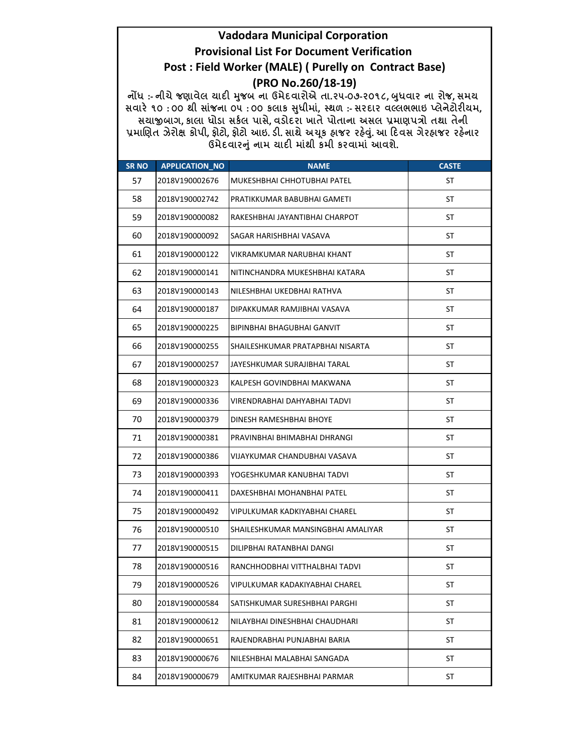# Vadodara Municipal Corporation

## Provisional List For Document Verification

## Post : Field Worker (MALE) ( Purelly on Contract Base)

## (PRO No.260/18-19)

નોંધ :- નીચે જણાવેલ યાદી મુજબ ના ઉમેદવારોએ તા.૨૫-૦૭-૨૦૧૮, બુધવાર ના રોજ, સમય સવારે ૧૦ : ૦૦ થી સાંજના ૦૫ : ૦૦ કલાક સુધીમાં, સ્થળ :- સરદાર વલ્લભભાઇ પ્લેનેટોરીયમ, સયાજીબાગ, કાલા ઘોડા સર્કલ પાસે, વડોદરા ખાતે પોતાના અસલ પ્રમાણપત્રો તથા તેની પ્રમાણિત ઝેરોક્ષ કોપી, ફોટો, ફોટો આઇ. ડી. સાથે અચૂક હાજર રહેવું. આ દિવસ ગેરહાજર રહેનાર ઉમેદવારનું નામ યાદી માંથી કમી કરવામાં આવશે.

| SR NO | APPLICATION_NO | NAME | CASTE |
|---|---|---|---|
| 57 | 2018V190002676 | MUKESHBHAI CHHOTUBHAI PATEL | ST |
| 58 | 2018V190002742 | PRATIKKUMAR BABUBHAI GAMETI | ST |
| 59 | 2018V190000082 | RAKESHBHAI JAYANTIBHAI CHARPOT | ST |
| 60 | 2018V190000092 | SAGAR HARISHBHAI VASAVA | ST |
| 61 | 2018V190000122 | VIKRAMKUMAR NARUBHAI KHANT | ST |
| 62 | 2018V190000141 | NITINCHANDRA MUKESHBHAI KATARA | ST |
| 63 | 2018V190000143 | NILESHBHAI UKEDBHAI RATHVA | ST |
| 64 | 2018V190000187 | DIPAKKUMAR RAMJIBHAI VASAVA | ST |
| 65 | 2018V190000225 | BIPINBHAI BHAGUBHAI GANVIT | ST |
| 66 | 2018V190000255 | SHAILESHKUMAR PRATAPBHAI NISARTA | ST |
| 67 | 2018V190000257 | JAYESHKUMAR SURAJIBHAI TARAL | ST |
| 68 | 2018V190000323 | KALPESH GOVINDBHAI MAKWANA | ST |
| 69 | 2018V190000336 | VIRENDRABHAI DAHYABHAI TADVI | ST |
| 70 | 2018V190000379 | DINESH RAMESHBHAI BHOYE | ST |
| 71 | 2018V190000381 | PRAVINBHAI BHIMABHAI DHRANGI | ST |
| 72 | 2018V190000386 | VIJAYKUMAR CHANDUBHAI VASAVA | ST |
| 73 | 2018V190000393 | YOGESHKUMAR KANUBHAI TADVI | ST |
| 74 | 2018V190000411 | DAXESHBHAI MOHANBHAI PATEL | ST |
| 75 | 2018V190000492 | VIPULKUMAR KADKIYABHAI CHAREL | ST |
| 76 | 2018V190000510 | SHAILESHKUMAR MANSINGBHAI AMALIYAR | ST |
| 77 | 2018V190000515 | DILIPBHAI RATANBHAI DANGI | ST |
| 78 | 2018V190000516 | RANCHHODBHAI VITTHALBHAI TADVI | ST |
| 79 | 2018V190000526 | VIPULKUMAR KADAKIYABHAI CHAREL | ST |
| 80 | 2018V190000584 | SATISHKUMAR SURESHBHAI PARGHI | ST |
| 81 | 2018V190000612 | NILAYBHAI DINESHBHAI CHAUDHARI | ST |
| 82 | 2018V190000651 | RAJENDRABHAI PUNJABHAI BARIA | ST |
| 83 | 2018V190000676 | NILESHBHAI MALABHAI SANGADA | ST |
| 84 | 2018V190000679 | AMITKUMAR RAJESHBHAI PARMAR | ST |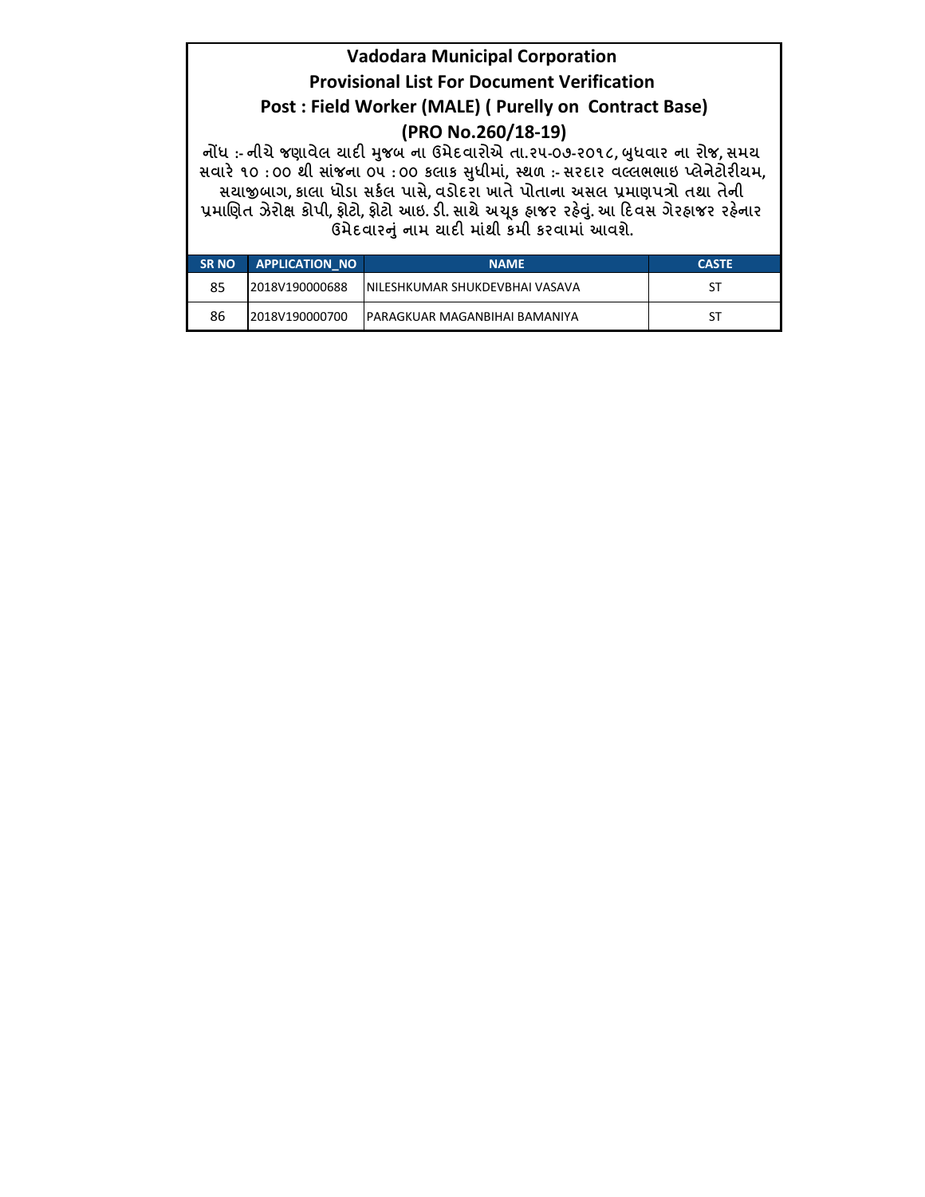# Vadodara Municipal Corporation

## Provisional List For Document Verification

## Post : Field Worker (MALE) ( Purelly on Contract Base)

## (PRO No.260/18-19)

**નોંધ :- નીચે જણાવેલ યાદી મુજબ ના ઉમેદવારોએ તા.૨૫-૦૭-૨૦૧૮, બુધવાર ના રોજ, સમય સવારે ૧૦ :૦૦ થી સાંજના ૦૫ :૦૦ કલાક સુધીમાં, સ્થળ :- સરદાર વલ્લભભાઇ પ્લેનેટોરીયમ, સયાજીબાગ, કાલા ઘોડા સર્કલ પાસે, વડોદરા ખાતે પોતાના અસલ પ્રમાણપત્રો તથા તેની પ્રમાણિત ઝેરોક્ષ કોપી, ફોટો, ફોટો આઇ. ડી. સાથે અચૂક હાજર રહેવું. આ દિવસ ગેરહાજર રહેનાર ઉમેદવારનું નામ યાદી માંથી કમી કરવામાં આવશે.**

| SR NO | APPLICATION_NO | NAME | CASTE |
|---|---|---|---|
| 85 | 2018V190000688 | NILESHKUMAR SHUKDEVBHAI VASAVA | ST |
| 86 | 2018V190000700 | PARAGKUAR MAGANBIHAI BAMANIYA | ST |